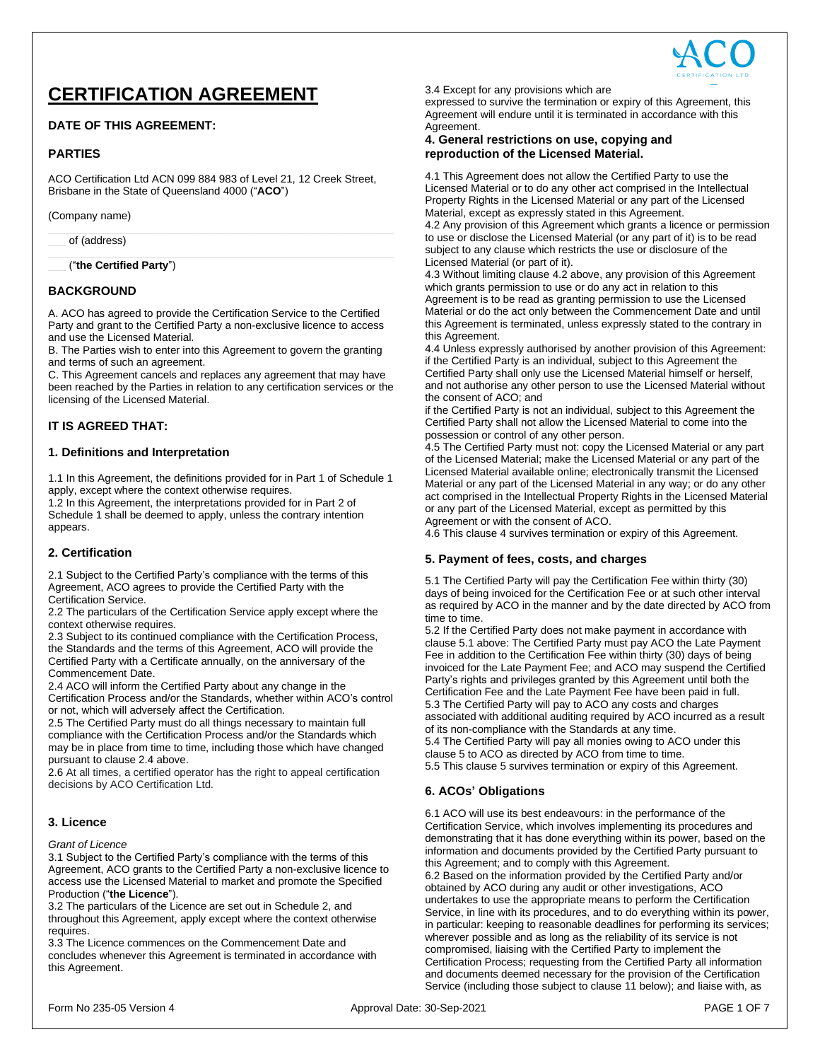# CERTIFICATION AGREEMENT

### DATE OF THIS AGREEMENT:

### PARTIES

ACO Certification Ltd ACN 099 884 983 of Level 21, 12 Creek Street, Brisbane in the State of Queensland 4000 ("**ACO**")

(Company name)

of (address)

("**the Certified Party**")

### BACKGROUND

A. ACO has agreed to provide the Certification Service to the Certified Party and grant to the Certified Party a non-exclusive licence to access and use the Licensed Material.

B. The Parties wish to enter into this Agreement to govern the granting and terms of such an agreement.

C. This Agreement cancels and replaces any agreement that may have been reached by the Parties in relation to any certification services or the licensing of the Licensed Material.

### IT IS AGREED THAT:

### 1. Definitions and Interpretation

1.1 In this Agreement, the definitions provided for in Part 1 of Schedule 1 apply, except where the context otherwise requires.

1.2 In this Agreement, the interpretations provided for in Part 2 of Schedule 1 shall be deemed to apply, unless the contrary intention appears.

### 2. Certification

2.1 Subject to the Certified Party's compliance with the terms of this Agreement, ACO agrees to provide the Certified Party with the Certification Service.

2.2 The particulars of the Certification Service apply except where the context otherwise requires.

2.3 Subject to its continued compliance with the Certification Process, the Standards and the terms of this Agreement, ACO will provide the Certified Party with a Certificate annually, on the anniversary of the Commencement Date.

2.4 ACO will inform the Certified Party about any change in the Certification Process and/or the Standards, whether within ACO's control or not, which will adversely affect the Certification.

2.5 The Certified Party must do all things necessary to maintain full compliance with the Certification Process and/or the Standards which may be in place from time to time, including those which have changed pursuant to clause 2.4 above.

2.6 At all times, a certified operator has the right to appeal certification decisions by ACO Certification Ltd.

### 3. Licence

*Grant of Licence*

3.1 Subject to the Certified Party's compliance with the terms of this Agreement, ACO grants to the Certified Party a non-exclusive licence to access use the Licensed Material to market and promote the Specified Production ("**the Licence**").

3.2 The particulars of the Licence are set out in Schedule 2, and throughout this Agreement, apply except where the context otherwise requires.

3.3 The Licence commences on the Commencement Date and concludes whenever this Agreement is terminated in accordance with this Agreement.

3.4 Except for any provisions which are expressed to survive the termination or expiry of this Agreement, this Agreement will endure until it is terminated in accordance with this Agreement.

### 4. General restrictions on use, copying and reproduction of the Licensed Material.

4.1 This Agreement does not allow the Certified Party to use the Licensed Material or to do any other act comprised in the Intellectual Property Rights in the Licensed Material or any part of the Licensed Material, except as expressly stated in this Agreement.

4.2 Any provision of this Agreement which grants a licence or permission to use or disclose the Licensed Material (or any part of it) is to be read subject to any clause which restricts the use or disclosure of the Licensed Material (or part of it).

4.3 Without limiting clause 4.2 above, any provision of this Agreement which grants permission to use or do any act in relation to this Agreement is to be read as granting permission to use the Licensed Material or do the act only between the Commencement Date and until this Agreement is terminated, unless expressly stated to the contrary in this Agreement.

4.4 Unless expressly authorised by another provision of this Agreement: if the Certified Party is an individual, subject to this Agreement the Certified Party shall only use the Licensed Material himself or herself, and not authorise any other person to use the Licensed Material without the consent of ACO; and

if the Certified Party is not an individual, subject to this Agreement the Certified Party shall not allow the Licensed Material to come into the possession or control of any other person.

4.5 The Certified Party must not: copy the Licensed Material or any part of the Licensed Material; make the Licensed Material or any part of the Licensed Material available online; electronically transmit the Licensed Material or any part of the Licensed Material in any way; or do any other act comprised in the Intellectual Property Rights in the Licensed Material or any part of the Licensed Material, except as permitted by this Agreement or with the consent of ACO.

4.6 This clause 4 survives termination or expiry of this Agreement.

### 5. Payment of fees, costs, and charges

5.1 The Certified Party will pay the Certification Fee within thirty (30) days of being invoiced for the Certification Fee or at such other interval as required by ACO in the manner and by the date directed by ACO from time to time.

5.2 If the Certified Party does not make payment in accordance with clause 5.1 above: The Certified Party must pay ACO the Late Payment Fee in addition to the Certification Fee within thirty (30) days of being invoiced for the Late Payment Fee; and ACO may suspend the Certified Party's rights and privileges granted by this Agreement until both the Certification Fee and the Late Payment Fee have been paid in full.

5.3 The Certified Party will pay to ACO any costs and charges associated with additional auditing required by ACO incurred as a result of its non-compliance with the Standards at any time.

5.4 The Certified Party will pay all monies owing to ACO under this clause 5 to ACO as directed by ACO from time to time.

5.5 This clause 5 survives termination or expiry of this Agreement.

### 6. ACOs' Obligations

6.1 ACO will use its best endeavours: in the performance of the Certification Service, which involves implementing its procedures and demonstrating that it has done everything within its power, based on the information and documents provided by the Certified Party pursuant to this Agreement; and to comply with this Agreement.

6.2 Based on the information provided by the Certified Party and/or obtained by ACO during any audit or other investigations, ACO undertakes to use the appropriate means to perform the Certification Service, in line with its procedures, and to do everything within its power, in particular: keeping to reasonable deadlines for performing its services; wherever possible and as long as the reliability of its service is not compromised, liaising with the Certified Party to implement the Certification Process; requesting from the Certified Party all information and documents deemed necessary for the provision of the Certification Service (including those subject to clause 11 below); and liaise with, as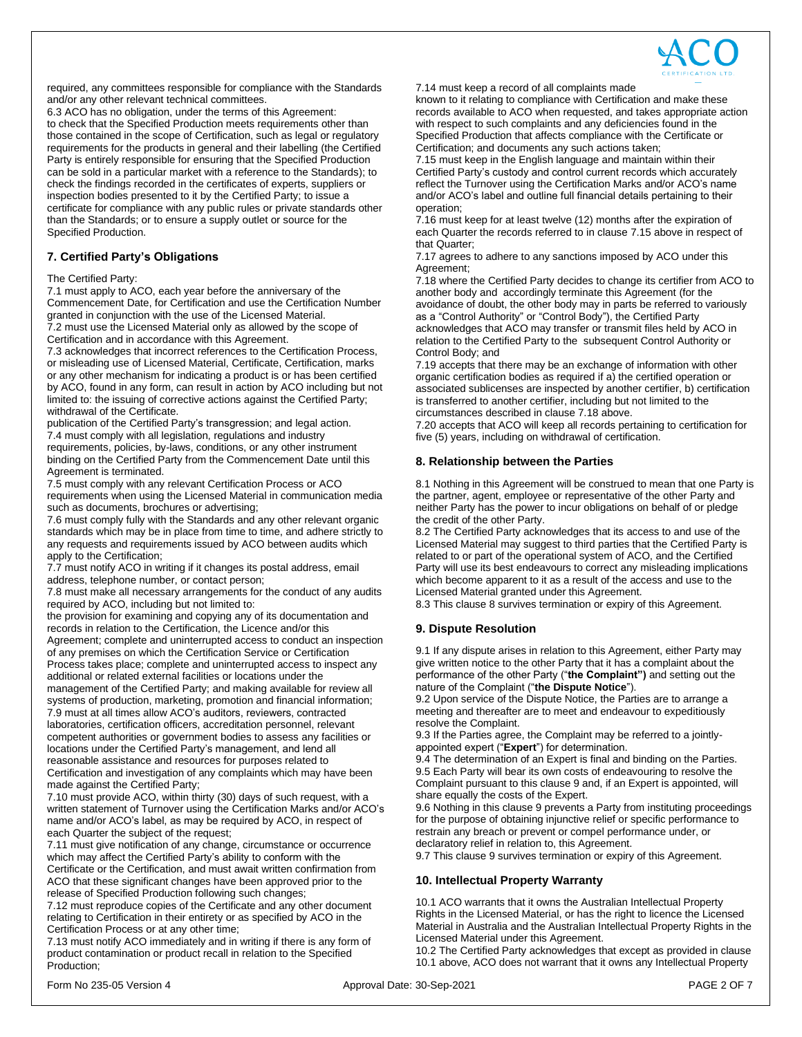required, any committees responsible for compliance with the Standards and/or any other relevant technical committees.

6.3 ACO has no obligation, under the terms of this Agreement: to check that the Specified Production meets requirements other than those contained in the scope of Certification, such as legal or regulatory requirements for the products in general and their labelling (the Certified Party is entirely responsible for ensuring that the Specified Production can be sold in a particular market with a reference to the Standards); to check the findings recorded in the certificates of experts, suppliers or inspection bodies presented to it by the Certified Party; to issue a certificate for compliance with any public rules or private standards other than the Standards; or to ensure a supply outlet or source for the Specified Production.

## 7. Certified Party's Obligations

The Certified Party:

7.1 must apply to ACO, each year before the anniversary of the Commencement Date, for Certification and use the Certification Number granted in conjunction with the use of the Licensed Material.

7.2 must use the Licensed Material only as allowed by the scope of Certification and in accordance with this Agreement.

7.3 acknowledges that incorrect references to the Certification Process, or misleading use of Licensed Material, Certificate, Certification, marks or any other mechanism for indicating a product is or has been certified by ACO, found in any form, can result in action by ACO including but not limited to: the issuing of corrective actions against the Certified Party; withdrawal of the Certificate.

publication of the Certified Party's transgression; and legal action.

7.4 must comply with all legislation, regulations and industry requirements, policies, by-laws, conditions, or any other instrument binding on the Certified Party from the Commencement Date until this Agreement is terminated.

7.5 must comply with any relevant Certification Process or ACO requirements when using the Licensed Material in communication media such as documents, brochures or advertising;

7.6 must comply fully with the Standards and any other relevant organic standards which may be in place from time to time, and adhere strictly to any requests and requirements issued by ACO between audits which apply to the Certification;

7.7 must notify ACO in writing if it changes its postal address, email address, telephone number, or contact person;

7.8 must make all necessary arrangements for the conduct of any audits required by ACO, including but not limited to:

the provision for examining and copying any of its documentation and records in relation to the Certification, the Licence and/or this Agreement; complete and uninterrupted access to conduct an inspection of any premises on which the Certification Service or Certification Process takes place; complete and uninterrupted access to inspect any additional or related external facilities or locations under the management of the Certified Party; and making available for review all systems of production, marketing, promotion and financial information;

7.9 must at all times allow ACO's auditors, reviewers, contracted laboratories, certification officers, accreditation personnel, relevant competent authorities or government bodies to assess any facilities or locations under the Certified Party's management, and lend all reasonable assistance and resources for purposes related to Certification and investigation of any complaints which may have been made against the Certified Party;

7.10 must provide ACO, within thirty (30) days of such request, with a written statement of Turnover using the Certification Marks and/or ACO's name and/or ACO's label, as may be required by ACO, in respect of each Quarter the subject of the request;

7.11 must give notification of any change, circumstance or occurrence which may affect the Certified Party's ability to conform with the Certificate or the Certification, and must await written confirmation from ACO that these significant changes have been approved prior to the release of Specified Production following such changes;

7.12 must reproduce copies of the Certificate and any other document relating to Certification in their entirety or as specified by ACO in the Certification Process or at any other time;

7.13 must notify ACO immediately and in writing if there is any form of product contamination or product recall in relation to the Specified Production;

7.14 must keep a record of all complaints made known to it relating to compliance with Certification and make these records available to ACO when requested, and takes appropriate action with respect to such complaints and any deficiencies found in the Specified Production that affects compliance with the Certificate or Certification; and documents any such actions taken;

7.15 must keep in the English language and maintain within their Certified Party's custody and control current records which accurately reflect the Turnover using the Certification Marks and/or ACO's name and/or ACO's label and outline full financial details pertaining to their operation;

7.16 must keep for at least twelve (12) months after the expiration of each Quarter the records referred to in clause 7.15 above in respect of that Quarter;

7.17 agrees to adhere to any sanctions imposed by ACO under this Agreement;

7.18 where the Certified Party decides to change its certifier from ACO to another body and accordingly terminate this Agreement (for the avoidance of doubt, the other body may in parts be referred to variously as a "Control Authority" or "Control Body"), the Certified Party acknowledges that ACO may transfer or transmit files held by ACO in relation to the Certified Party to the subsequent Control Authority or Control Body; and

7.19 accepts that there may be an exchange of information with other organic certification bodies as required if a) the certified operation or associated sublicenses are inspected by another certifier, b) certification is transferred to another certifier, including but not limited to the circumstances described in clause 7.18 above.

7.20 accepts that ACO will keep all records pertaining to certification for five (5) years, including on withdrawal of certification.

## 8. Relationship between the Parties

8.1 Nothing in this Agreement will be construed to mean that one Party is the partner, agent, employee or representative of the other Party and neither Party has the power to incur obligations on behalf of or pledge the credit of the other Party.

8.2 The Certified Party acknowledges that its access to and use of the Licensed Material may suggest to third parties that the Certified Party is related to or part of the operational system of ACO, and the Certified Party will use its best endeavours to correct any misleading implications which become apparent to it as a result of the access and use to the Licensed Material granted under this Agreement.

8.3 This clause 8 survives termination or expiry of this Agreement.

## 9. Dispute Resolution

9.1 If any dispute arises in relation to this Agreement, either Party may give written notice to the other Party that it has a complaint about the performance of the other Party ("**the Complaint")** and setting out the nature of the Complaint ("**the Dispute Notice**").

9.2 Upon service of the Dispute Notice, the Parties are to arrange a meeting and thereafter are to meet and endeavour to expeditiously resolve the Complaint.

9.3 If the Parties agree, the Complaint may be referred to a jointly-appointed expert ("**Expert**") for determination.

9.4 The determination of an Expert is final and binding on the Parties.

9.5 Each Party will bear its own costs of endeavouring to resolve the Complaint pursuant to this clause 9 and, if an Expert is appointed, will share equally the costs of the Expert.

9.6 Nothing in this clause 9 prevents a Party from instituting proceedings for the purpose of obtaining injunctive relief or specific performance to restrain any breach or prevent or compel performance under, or declaratory relief in relation to, this Agreement.

9.7 This clause 9 survives termination or expiry of this Agreement.

## 10. Intellectual Property Warranty

10.1 ACO warrants that it owns the Australian Intellectual Property Rights in the Licensed Material, or has the right to licence the Licensed Material in Australia and the Australian Intellectual Property Rights in the Licensed Material under this Agreement.

10.2 The Certified Party acknowledges that except as provided in clause 10.1 above, ACO does not warrant that it owns any Intellectual Property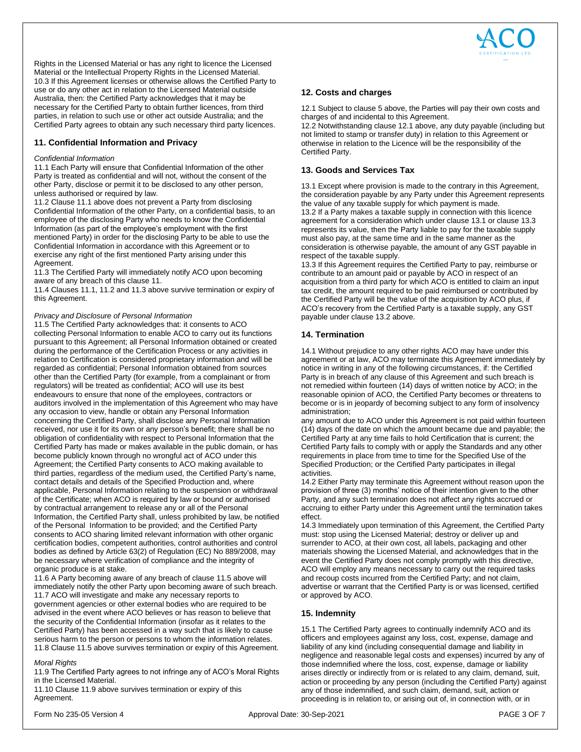Rights in the Licensed Material or has any right to licence the Licensed Material or the Intellectual Property Rights in the Licensed Material.
10.3 If this Agreement licenses or otherwise allows the Certified Party to use or do any other act in relation to the Licensed Material outside Australia, then: the Certified Party acknowledges that it may be necessary for the Certified Party to obtain further licences, from third parties, in relation to such use or other act outside Australia; and the Certified Party agrees to obtain any such necessary third party licences.

## 11. Confidential Information and Privacy

*Confidential Information*

11.1 Each Party will ensure that Confidential Information of the other Party is treated as confidential and will not, without the consent of the other Party, disclose or permit it to be disclosed to any other person, unless authorised or required by law.
11.2 Clause 11.1 above does not prevent a Party from disclosing Confidential Information of the other Party, on a confidential basis, to an employee of the disclosing Party who needs to know the Confidential Information (as part of the employee's employment with the first mentioned Party) in order for the disclosing Party to be able to use the Confidential Information in accordance with this Agreement or to exercise any right of the first mentioned Party arising under this Agreement.
11.3 The Certified Party will immediately notify ACO upon becoming aware of any breach of this clause 11.
11.4 Clauses 11.1, 11.2 and 11.3 above survive termination or expiry of this Agreement.

*Privacy and Disclosure of Personal Information*

11.5 The Certified Party acknowledges that: it consents to ACO collecting Personal Information to enable ACO to carry out its functions pursuant to this Agreement; all Personal Information obtained or created during the performance of the Certification Process or any activities in relation to Certification is considered proprietary information and will be regarded as confidential; Personal Information obtained from sources other than the Certified Party (for example, from a complainant or from regulators) will be treated as confidential; ACO will use its best endeavours to ensure that none of the employees, contractors or auditors involved in the implementation of this Agreement who may have any occasion to view, handle or obtain any Personal Information concerning the Certified Party, shall disclose any Personal Information received, nor use it for its own or any person's benefit; there shall be no obligation of confidentiality with respect to Personal Information that the Certified Party has made or makes available in the public domain, or has become publicly known through no wrongful act of ACO under this Agreement; the Certified Party consents to ACO making available to third parties, regardless of the medium used, the Certified Party's name, contact details and details of the Specified Production and, where applicable, Personal Information relating to the suspension or withdrawal of the Certificate; when ACO is required by law or bound or authorised by contractual arrangement to release any or all of the Personal Information, the Certified Party shall, unless prohibited by law, be notified of the Personal Information to be provided; and the Certified Party consents to ACO sharing limited relevant information with other organic certification bodies, competent authorities, control authorities and control bodies as defined by Article 63(2) of Regulation (EC) No 889/2008, may be necessary where verification of compliance and the integrity of organic produce is at stake.
11.6 A Party becoming aware of any breach of clause 11.5 above will immediately notify the other Party upon becoming aware of such breach.
11.7 ACO will investigate and make any necessary reports to government agencies or other external bodies who are required to be advised in the event where ACO believes or has reason to believe that the security of the Confidential Information (insofar as it relates to the Certified Party) has been accessed in a way such that is likely to cause serious harm to the person or persons to whom the information relates.
11.8 Clause 11.5 above survives termination or expiry of this Agreement.

*Moral Rights*

11.9 The Certified Party agrees to not infringe any of ACO's Moral Rights in the Licensed Material.
11.10 Clause 11.9 above survives termination or expiry of this Agreement.

## 12. Costs and charges

12.1 Subject to clause 5 above, the Parties will pay their own costs and charges of and incidental to this Agreement.
12.2 Notwithstanding clause 12.1 above, any duty payable (including but not limited to stamp or transfer duty) in relation to this Agreement or otherwise in relation to the Licence will be the responsibility of the Certified Party.

## 13. Goods and Services Tax

13.1 Except where provision is made to the contrary in this Agreement, the consideration payable by any Party under this Agreement represents the value of any taxable supply for which payment is made.
13.2 If a Party makes a taxable supply in connection with this licence agreement for a consideration which under clause 13.1 or clause 13.3 represents its value, then the Party liable to pay for the taxable supply must also pay, at the same time and in the same manner as the consideration is otherwise payable, the amount of any GST payable in respect of the taxable supply.
13.3 If this Agreement requires the Certified Party to pay, reimburse or contribute to an amount paid or payable by ACO in respect of an acquisition from a third party for which ACO is entitled to claim an input tax credit, the amount required to be paid reimbursed or contributed by the Certified Party will be the value of the acquisition by ACO plus, if ACO's recovery from the Certified Party is a taxable supply, any GST payable under clause 13.2 above.

## 14. Termination

14.1 Without prejudice to any other rights ACO may have under this agreement or at law, ACO may terminate this Agreement immediately by notice in writing in any of the following circumstances, if: the Certified Party is in breach of any clause of this Agreement and such breach is not remedied within fourteen (14) days of written notice by ACO; in the reasonable opinion of ACO, the Certified Party becomes or threatens to become or is in jeopardy of becoming subject to any form of insolvency administration;
any amount due to ACO under this Agreement is not paid within fourteen (14) days of the date on which the amount became due and payable; the Certified Party at any time fails to hold Certification that is current; the Certified Party fails to comply with or apply the Standards and any other requirements in place from time to time for the Specified Use of the Specified Production; or the Certified Party participates in illegal activities.
14.2 Either Party may terminate this Agreement without reason upon the provision of three (3) months' notice of their intention given to the other Party, and any such termination does not affect any rights accrued or accruing to either Party under this Agreement until the termination takes effect.
14.3 Immediately upon termination of this Agreement, the Certified Party must: stop using the Licensed Material; destroy or deliver up and surrender to ACO, at their own cost, all labels, packaging and other materials showing the Licensed Material, and acknowledges that in the event the Certified Party does not comply promptly with this directive, ACO will employ any means necessary to carry out the required tasks and recoup costs incurred from the Certified Party; and not claim, advertise or warrant that the Certified Party is or was licensed, certified or approved by ACO.

## 15. Indemnity

15.1 The Certified Party agrees to continually indemnify ACO and its officers and employees against any loss, cost, expense, damage and liability of any kind (including consequential damage and liability in negligence and reasonable legal costs and expenses) incurred by any of those indemnified where the loss, cost, expense, damage or liability arises directly or indirectly from or is related to any claim, demand, suit, action or proceeding by any person (including the Certified Party) against any of those indemnified, and such claim, demand, suit, action or proceeding is in relation to, or arising out of, in connection with, or in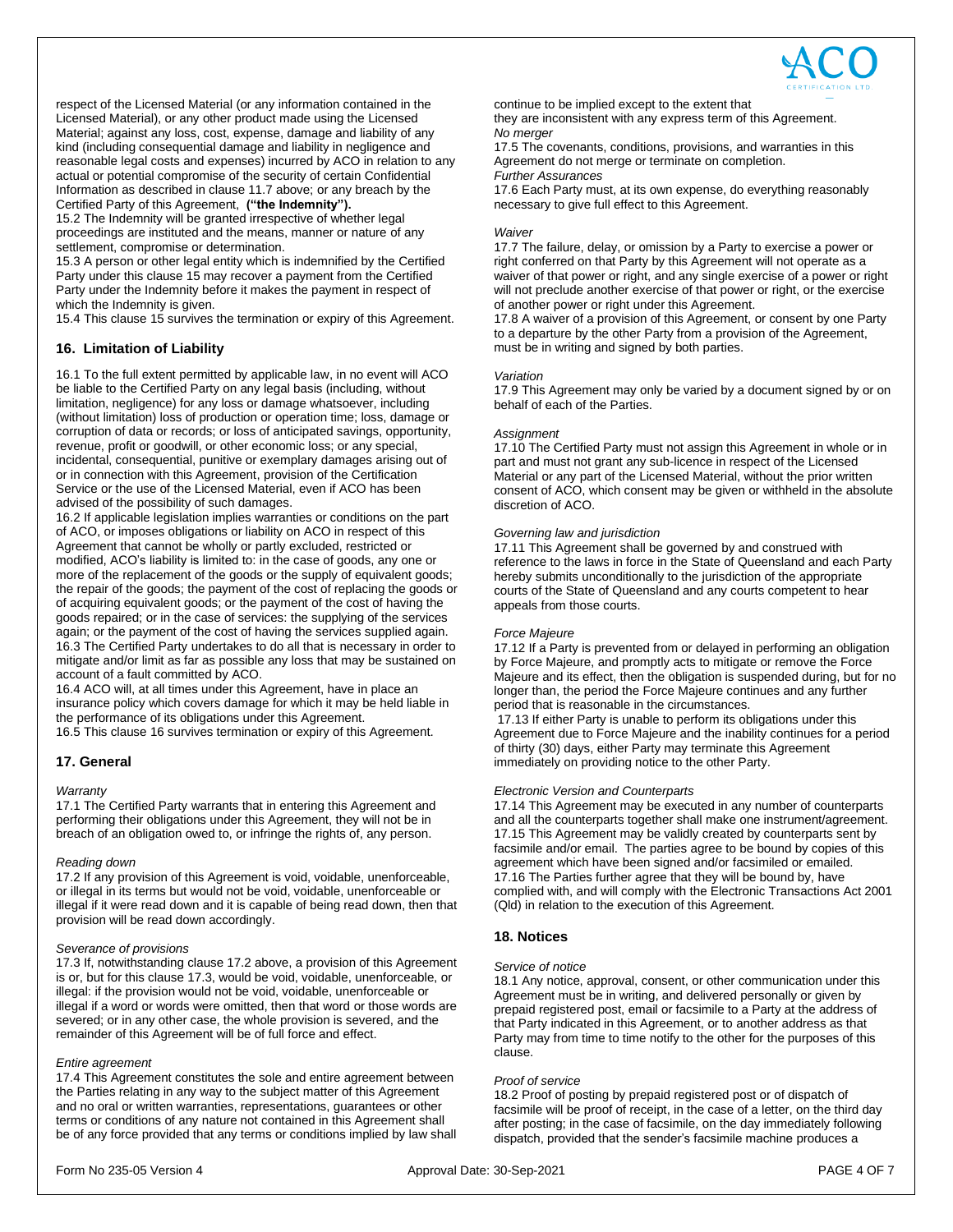respect of the Licensed Material (or any information contained in the Licensed Material), or any other product made using the Licensed Material; against any loss, cost, expense, damage and liability of any kind (including consequential damage and liability in negligence and reasonable legal costs and expenses) incurred by ACO in relation to any actual or potential compromise of the security of certain Confidential Information as described in clause 11.7 above; or any breach by the Certified Party of this Agreement, **("the Indemnity").**

15.2 The Indemnity will be granted irrespective of whether legal proceedings are instituted and the means, manner or nature of any settlement, compromise or determination.

15.3 A person or other legal entity which is indemnified by the Certified Party under this clause 15 may recover a payment from the Certified Party under the Indemnity before it makes the payment in respect of which the Indemnity is given.

15.4 This clause 15 survives the termination or expiry of this Agreement.

## 16. Limitation of Liability

16.1 To the full extent permitted by applicable law, in no event will ACO be liable to the Certified Party on any legal basis (including, without limitation, negligence) for any loss or damage whatsoever, including (without limitation) loss of production or operation time; loss, damage or corruption of data or records; or loss of anticipated savings, opportunity, revenue, profit or goodwill, or other economic loss; or any special, incidental, consequential, punitive or exemplary damages arising out of or in connection with this Agreement, provision of the Certification Service or the use of the Licensed Material, even if ACO has been advised of the possibility of such damages.

16.2 If applicable legislation implies warranties or conditions on the part of ACO, or imposes obligations or liability on ACO in respect of this Agreement that cannot be wholly or partly excluded, restricted or modified, ACO's liability is limited to: in the case of goods, any one or more of the replacement of the goods or the supply of equivalent goods; the repair of the goods; the payment of the cost of replacing the goods or of acquiring equivalent goods; or the payment of the cost of having the goods repaired; or in the case of services: the supplying of the services again; or the payment of the cost of having the services supplied again.

16.3 The Certified Party undertakes to do all that is necessary in order to mitigate and/or limit as far as possible any loss that may be sustained on account of a fault committed by ACO.

16.4 ACO will, at all times under this Agreement, have in place an insurance policy which covers damage for which it may be held liable in the performance of its obligations under this Agreement.

16.5 This clause 16 survives termination or expiry of this Agreement.

## 17. General

*Warranty*

17.1 The Certified Party warrants that in entering this Agreement and performing their obligations under this Agreement, they will not be in breach of an obligation owed to, or infringe the rights of, any person.

*Reading down*

17.2 If any provision of this Agreement is void, voidable, unenforceable, or illegal in its terms but would not be void, voidable, unenforceable or illegal if it were read down and it is capable of being read down, then that provision will be read down accordingly.

*Severance of provisions*

17.3 If, notwithstanding clause 17.2 above, a provision of this Agreement is or, but for this clause 17.3, would be void, voidable, unenforceable, or illegal: if the provision would not be void, voidable, unenforceable or illegal if a word or words were omitted, then that word or those words are severed; or in any other case, the whole provision is severed, and the remainder of this Agreement will be of full force and effect.

*Entire agreement*

17.4 This Agreement constitutes the sole and entire agreement between the Parties relating in any way to the subject matter of this Agreement and no oral or written warranties, representations, guarantees or other terms or conditions of any nature not contained in this Agreement shall be of any force provided that any terms or conditions implied by law shall continue to be implied except to the extent that they are inconsistent with any express term of this Agreement.

*No merger*

17.5 The covenants, conditions, provisions, and warranties in this Agreement do not merge or terminate on completion.

*Further Assurances*

17.6 Each Party must, at its own expense, do everything reasonably necessary to give full effect to this Agreement.

*Waiver*

17.7 The failure, delay, or omission by a Party to exercise a power or right conferred on that Party by this Agreement will not operate as a waiver of that power or right, and any single exercise of a power or right will not preclude another exercise of that power or right, or the exercise of another power or right under this Agreement.

17.8 A waiver of a provision of this Agreement, or consent by one Party to a departure by the other Party from a provision of the Agreement, must be in writing and signed by both parties.

*Variation*

17.9 This Agreement may only be varied by a document signed by or on behalf of each of the Parties.

*Assignment*

17.10 The Certified Party must not assign this Agreement in whole or in part and must not grant any sub-licence in respect of the Licensed Material or any part of the Licensed Material, without the prior written consent of ACO, which consent may be given or withheld in the absolute discretion of ACO.

*Governing law and jurisdiction*

17.11 This Agreement shall be governed by and construed with reference to the laws in force in the State of Queensland and each Party hereby submits unconditionally to the jurisdiction of the appropriate courts of the State of Queensland and any courts competent to hear appeals from those courts.

*Force Majeure*

17.12 If a Party is prevented from or delayed in performing an obligation by Force Majeure, and promptly acts to mitigate or remove the Force Majeure and its effect, then the obligation is suspended during, but for no longer than, the period the Force Majeure continues and any further period that is reasonable in the circumstances.

17.13 If either Party is unable to perform its obligations under this Agreement due to Force Majeure and the inability continues for a period of thirty (30) days, either Party may terminate this Agreement immediately on providing notice to the other Party.

*Electronic Version and Counterparts*

17.14 This Agreement may be executed in any number of counterparts and all the counterparts together shall make one instrument/agreement.

17.15 This Agreement may be validly created by counterparts sent by facsimile and/or email. The parties agree to be bound by copies of this agreement which have been signed and/or facsimiled or emailed.

17.16 The Parties further agree that they will be bound by, have complied with, and will comply with the Electronic Transactions Act 2001 (Qld) in relation to the execution of this Agreement.

## 18. Notices

*Service of notice*

18.1 Any notice, approval, consent, or other communication under this Agreement must be in writing, and delivered personally or given by prepaid registered post, email or facsimile to a Party at the address of that Party indicated in this Agreement, or to another address as that Party may from time to time notify to the other for the purposes of this clause.

*Proof of service*

18.2 Proof of posting by prepaid registered post or of dispatch of facsimile will be proof of receipt, in the case of a letter, on the third day after posting; in the case of facsimile, on the day immediately following dispatch, provided that the sender's facsimile machine produces a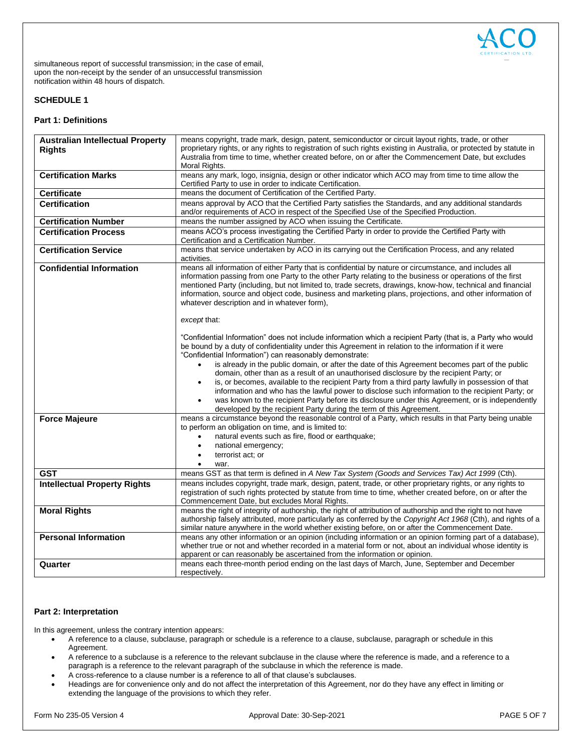simultaneous report of successful transmission; in the case of email, upon the non-receipt by the sender of an unsuccessful transmission notification within 48 hours of dispatch.

**SCHEDULE 1**

**Part 1: Definitions**

| Term | Definition |
|---|---|
| **Australian Intellectual Property Rights** | means copyright, trade mark, design, patent, semiconductor or circuit layout rights, trade, or other proprietary rights, or any rights to registration of such rights existing in Australia, or protected by statute in Australia from time to time, whether created before, on or after the Commencement Date, but excludes Moral Rights. |
| **Certification Marks** | means any mark, logo, insignia, design or other indicator which ACO may from time to time allow the Certified Party to use in order to indicate Certification. |
| **Certificate** | means the document of Certification of the Certified Party. |
| **Certification** | means approval by ACO that the Certified Party satisfies the Standards, and any additional standards and/or requirements of ACO in respect of the Specified Use of the Specified Production. |
| **Certification Number** | means the number assigned by ACO when issuing the Certificate. |
| **Certification Process** | means ACO's process investigating the Certified Party in order to provide the Certified Party with Certification and a Certification Number. |
| **Certification Service** | means that service undertaken by ACO in its carrying out the Certification Process, and any related activities. |
| **Confidential Information** | means all information of either Party that is confidential by nature or circumstance, and includes all information passing from one Party to the other Party relating to the business or operations of the first mentioned Party (including, but not limited to, trade secrets, drawings, know-how, technical and financial information, source and object code, business and marketing plans, projections, and other information of whatever description and in whatever form),<br><br>*except* that:<br><br>"Confidential Information" does not include information which a recipient Party (that is, a Party who would be bound by a duty of confidentiality under this Agreement in relation to the information if it were "Confidential Information") can reasonably demonstrate:<br>• is already in the public domain, or after the date of this Agreement becomes part of the public domain, other than as a result of an unauthorised disclosure by the recipient Party; or<br>• is, or becomes, available to the recipient Party from a third party lawfully in possession of that information and who has the lawful power to disclose such information to the recipient Party; or<br>• was known to the recipient Party before its disclosure under this Agreement, or is independently developed by the recipient Party during the term of this Agreement. |
| **Force Majeure** | means a circumstance beyond the reasonable control of a Party, which results in that Party being unable to perform an obligation on time, and is limited to:<br>• natural events such as fire, flood or earthquake;<br>• national emergency;<br>• terrorist act; or<br>• war. |
| **GST** | means GST as that term is defined in *A New Tax System (Goods and Services Tax) Act 1999* (Cth). |
| **Intellectual Property Rights** | means includes copyright, trade mark, design, patent, trade, or other proprietary rights, or any rights to registration of such rights protected by statute from time to time, whether created before, on or after the Commencement Date, but excludes Moral Rights. |
| **Moral Rights** | means the right of integrity of authorship, the right of attribution of authorship and the right to not have authorship falsely attributed, more particularly as conferred by the *Copyright Act 1968* (Cth), and rights of a similar nature anywhere in the world whether existing before, on or after the Commencement Date. |
| **Personal Information** | means any other information or an opinion (including information or an opinion forming part of a database), whether true or not and whether recorded in a material form or not, about an individual whose identity is apparent or can reasonably be ascertained from the information or opinion. |
| **Quarter** | means each three-month period ending on the last days of March, June, September and December respectively. |

**Part 2: Interpretation**

In this agreement, unless the contrary intention appears:

- A reference to a clause, subclause, paragraph or schedule is a reference to a clause, subclause, paragraph or schedule in this Agreement.
- A reference to a subclause is a reference to the relevant subclause in the clause where the reference is made, and a reference to a paragraph is a reference to the relevant paragraph of the subclause in which the reference is made.
- A cross-reference to a clause number is a reference to all of that clause's subclauses.
- Headings are for convenience only and do not affect the interpretation of this Agreement, nor do they have any effect in limiting or extending the language of the provisions to which they refer.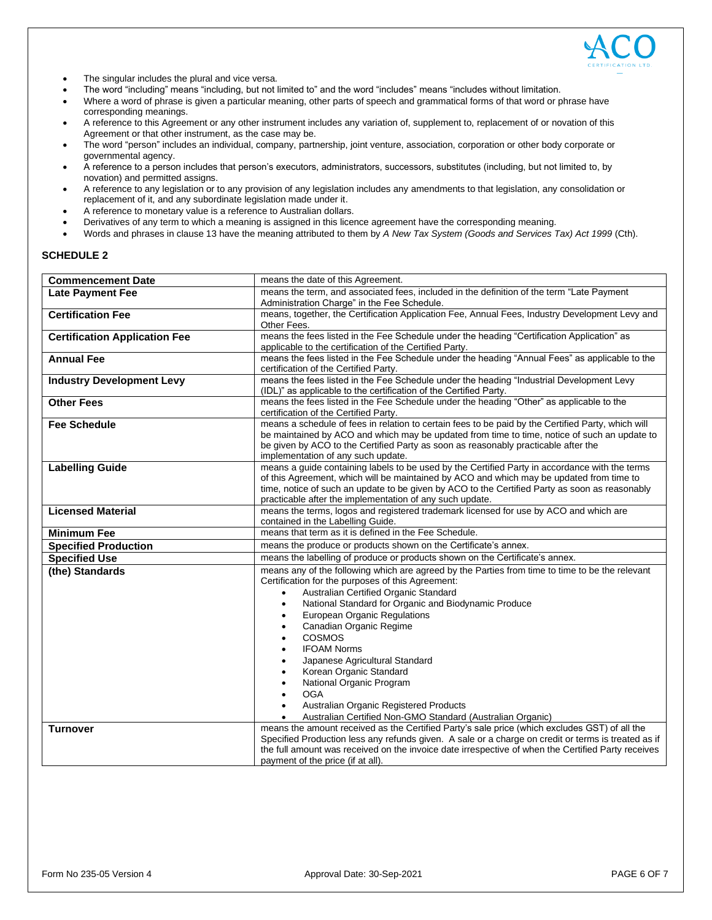- The singular includes the plural and vice versa.
- The word "including" means "including, but not limited to" and the word "includes" means "includes without limitation.
- Where a word of phrase is given a particular meaning, other parts of speech and grammatical forms of that word or phrase have corresponding meanings.
- A reference to this Agreement or any other instrument includes any variation of, supplement to, replacement of or novation of this Agreement or that other instrument, as the case may be.
- The word "person" includes an individual, company, partnership, joint venture, association, corporation or other body corporate or governmental agency.
- A reference to a person includes that person's executors, administrators, successors, substitutes (including, but not limited to, by novation) and permitted assigns.
- A reference to any legislation or to any provision of any legislation includes any amendments to that legislation, any consolidation or replacement of it, and any subordinate legislation made under it.
- A reference to monetary value is a reference to Australian dollars.
- Derivatives of any term to which a meaning is assigned in this licence agreement have the corresponding meaning.
- Words and phrases in clause 13 have the meaning attributed to them by *A New Tax System (Goods and Services Tax) Act 1999* (Cth).

## SCHEDULE 2

| Term | Meaning |
|---|---|
| **Commencement Date** | means the date of this Agreement. |
| **Late Payment Fee** | means the term, and associated fees, included in the definition of the term "Late Payment Administration Charge" in the Fee Schedule. |
| **Certification Fee** | means, together, the Certification Application Fee, Annual Fees, Industry Development Levy and Other Fees. |
| **Certification Application Fee** | means the fees listed in the Fee Schedule under the heading "Certification Application" as applicable to the certification of the Certified Party. |
| **Annual Fee** | means the fees listed in the Fee Schedule under the heading "Annual Fees" as applicable to the certification of the Certified Party. |
| **Industry Development Levy** | means the fees listed in the Fee Schedule under the heading "Industrial Development Levy (IDL)" as applicable to the certification of the Certified Party. |
| **Other Fees** | means the fees listed in the Fee Schedule under the heading "Other" as applicable to the certification of the Certified Party. |
| **Fee Schedule** | means a schedule of fees in relation to certain fees to be paid by the Certified Party, which will be maintained by ACO and which may be updated from time to time, notice of such an update to be given by ACO to the Certified Party as soon as reasonably practicable after the implementation of any such update. |
| **Labelling Guide** | means a guide containing labels to be used by the Certified Party in accordance with the terms of this Agreement, which will be maintained by ACO and which may be updated from time to time, notice of such an update to be given by ACO to the Certified Party as soon as reasonably practicable after the implementation of any such update. |
| **Licensed Material** | means the terms, logos and registered trademark licensed for use by ACO and which are contained in the Labelling Guide. |
| **Minimum Fee** | means that term as it is defined in the Fee Schedule. |
| **Specified Production** | means the produce or products shown on the Certificate's annex. |
| **Specified Use** | means the labelling of produce or products shown on the Certificate's annex. |
| **(the) Standards** | means any of the following which are agreed by the Parties from time to time to be the relevant Certification for the purposes of this Agreement: <br>• Australian Certified Organic Standard <br>• National Standard for Organic and Biodynamic Produce <br>• European Organic Regulations <br>• Canadian Organic Regime <br>• COSMOS <br>• IFOAM Norms <br>• Japanese Agricultural Standard <br>• Korean Organic Standard <br>• National Organic Program <br>• OGA <br>• Australian Organic Registered Products <br>• Australian Certified Non-GMO Standard (Australian Organic) |
| **Turnover** | means the amount received as the Certified Party's sale price (which excludes GST) of all the Specified Production less any refunds given. A sale or a charge on credit or terms is treated as if the full amount was received on the invoice date irrespective of when the Certified Party receives payment of the price (if at all). |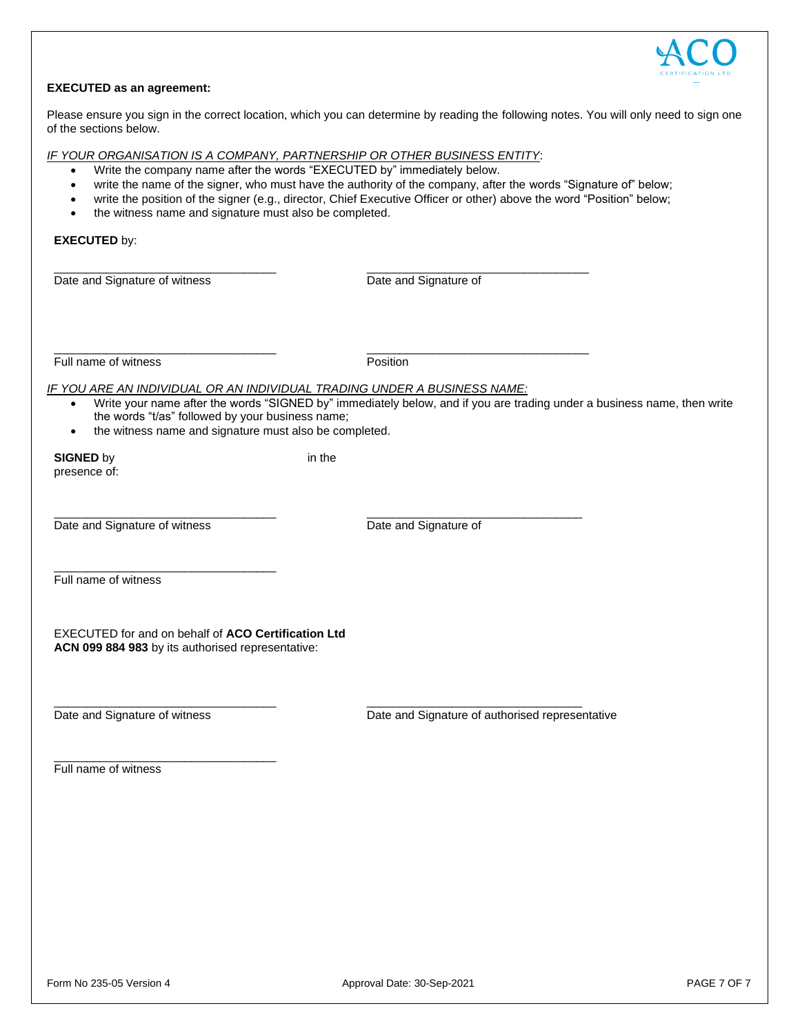**EXECUTED as an agreement:**

Please ensure you sign in the correct location, which you can determine by reading the following notes. You will only need to sign one of the sections below.

*IF YOUR ORGANISATION IS A COMPANY, PARTNERSHIP OR OTHER BUSINESS ENTITY*:

- Write the company name after the words "EXECUTED by" immediately below.
- write the name of the signer, who must have the authority of the company, after the words "Signature of" below;
- write the position of the signer (e.g., director, Chief Executive Officer or other) above the word "Position" below;
- the witness name and signature must also be completed.

**EXECUTED** by:

\_\_\_\_\_\_\_\_\_\_\_\_\_\_\_\_\_\_\_\_\_\_\_\_\_\_\_\_\_\_\_\_\_\_\_\_ \_\_\_\_\_\_\_\_\_\_\_\_\_\_\_\_\_\_\_\_\_\_\_\_\_\_\_\_\_\_\_\_\_\_\_\_

Date and Signature of witness Date and Signature of

\_\_\_\_\_\_\_\_\_\_\_\_\_\_\_\_\_\_\_\_\_\_\_\_\_\_\_\_\_\_\_\_\_\_\_\_ \_\_\_\_\_\_\_\_\_\_\_\_\_\_\_\_\_\_\_\_\_\_\_\_\_\_\_\_\_\_\_\_\_\_\_\_

Full name of witness Position

*IF YOU ARE AN INDIVIDUAL OR AN INDIVIDUAL TRADING UNDER A BUSINESS NAME:*

- Write your name after the words "SIGNED by" immediately below, and if you are trading under a business name, then write the words "t/as" followed by your business name;
- the witness name and signature must also be completed.

**SIGNED** by in the presence of:

\_\_\_\_\_\_\_\_\_\_\_\_\_\_\_\_\_\_\_\_\_\_\_\_\_\_\_\_\_\_\_\_\_\_\_\_ \_\_\_\_\_\_\_\_\_\_\_\_\_\_\_\_\_\_\_\_\_\_\_\_\_\_\_\_\_\_\_\_\_\_\_\_

Date and Signature of witness Date and Signature of

\_\_\_\_\_\_\_\_\_\_\_\_\_\_\_\_\_\_\_\_\_\_\_\_\_\_\_\_\_\_\_\_\_\_\_\_

Full name of witness

EXECUTED for and on behalf of **ACO Certification Ltd ACN 099 884 983** by its authorised representative:

\_\_\_\_\_\_\_\_\_\_\_\_\_\_\_\_\_\_\_\_\_\_\_\_\_\_\_\_\_\_\_\_\_\_\_\_ \_\_\_\_\_\_\_\_\_\_\_\_\_\_\_\_\_\_\_\_\_\_\_\_\_\_\_\_\_\_\_\_\_\_\_\_

Date and Signature of witness Date and Signature of authorised representative

\_\_\_\_\_\_\_\_\_\_\_\_\_\_\_\_\_\_\_\_\_\_\_\_\_\_\_\_\_\_\_\_\_\_\_\_

Full name of witness

Form No 235-05 Version 4 Approval Date: 30-Sep-2021